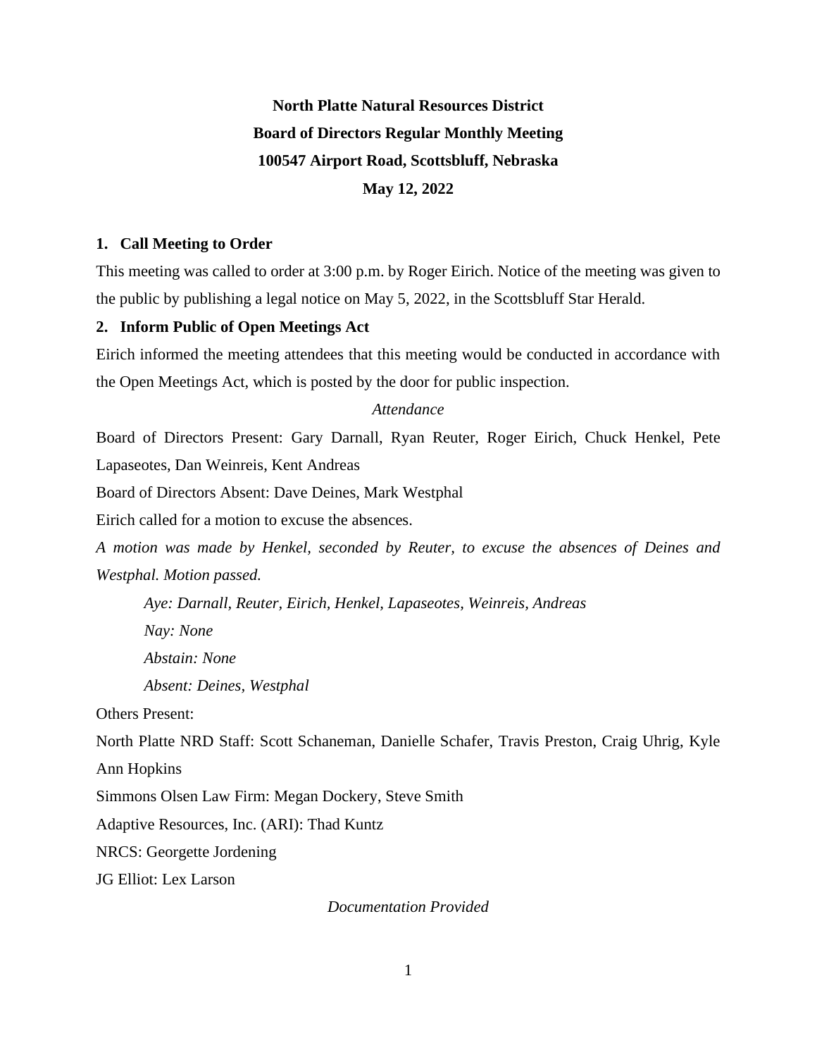**North Platte Natural Resources District**

**Board of Directors Regular Monthly Meeting**

**100547 Airport Road, Scottsbluff, Nebraska**

**May 12, 2022**

### 1. Call Meeting to Order

This meeting was called to order at 3:00 p.m. by Roger Eirich. Notice of the meeting was given to the public by publishing a legal notice on May 5, 2022, in the Scottsbluff Star Herald.

### 2. Inform Public of Open Meetings Act

Eirich informed the meeting attendees that this meeting would be conducted in accordance with the Open Meetings Act, which is posted by the door for public inspection.

*Attendance*

Board of Directors Present: Gary Darnall, Ryan Reuter, Roger Eirich, Chuck Henkel, Pete Lapaseotes, Dan Weinreis, Kent Andreas

Board of Directors Absent: Dave Deines, Mark Westphal

Eirich called for a motion to excuse the absences.

*A motion was made by Henkel, seconded by Reuter, to excuse the absences of Deines and Westphal. Motion passed.*

> *Aye: Darnall, Reuter, Eirich, Henkel, Lapaseotes, Weinreis, Andreas*
>
> *Nay: None*
>
> *Abstain: None*
>
> *Absent: Deines, Westphal*

Others Present:

North Platte NRD Staff: Scott Schaneman, Danielle Schafer, Travis Preston, Craig Uhrig, Kyle Ann Hopkins

Simmons Olsen Law Firm: Megan Dockery, Steve Smith

Adaptive Resources, Inc. (ARI): Thad Kuntz

NRCS: Georgette Jordening

JG Elliot: Lex Larson

*Documentation Provided*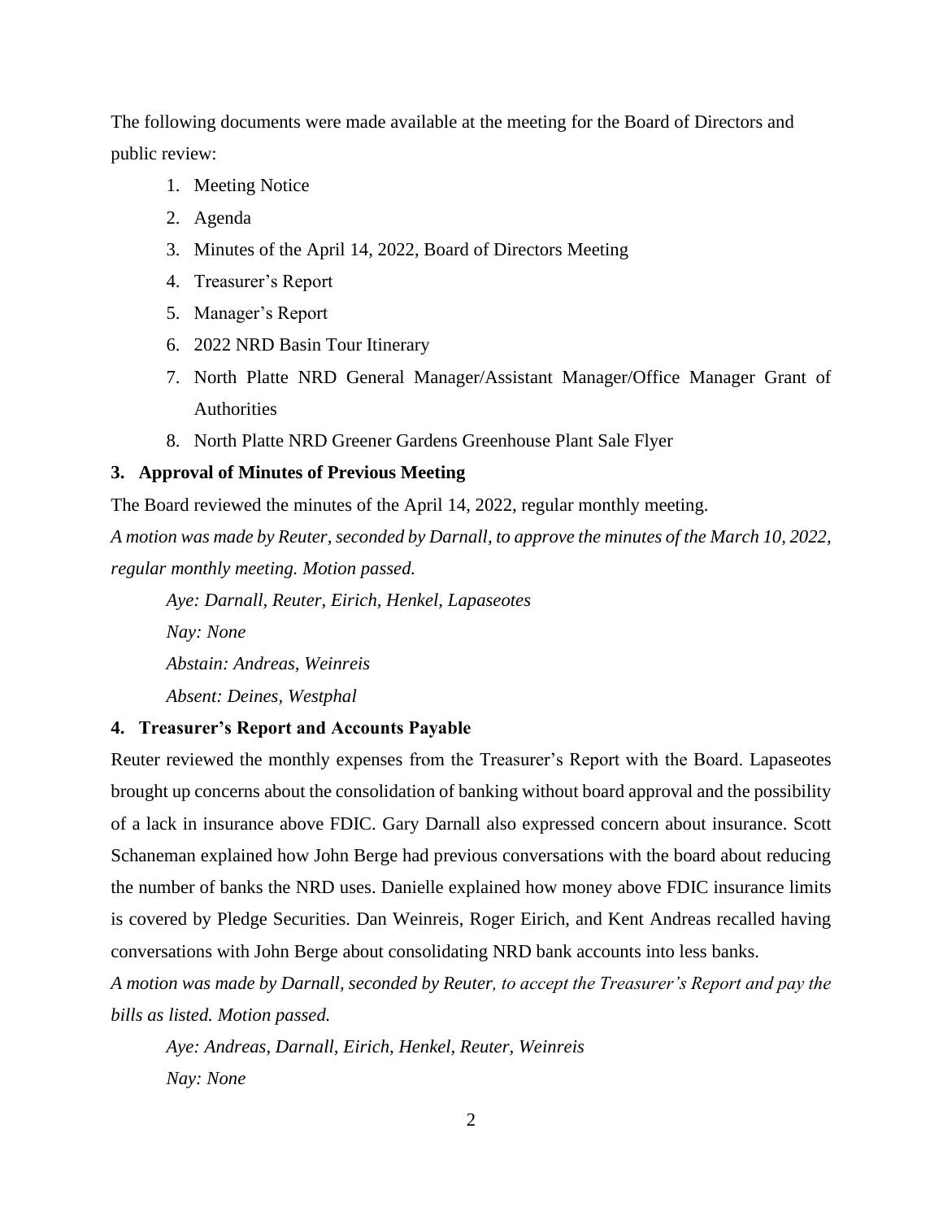The following documents were made available at the meeting for the Board of Directors and public review:

1. Meeting Notice
2. Agenda
3. Minutes of the April 14, 2022, Board of Directors Meeting
4. Treasurer's Report
5. Manager's Report
6. 2022 NRD Basin Tour Itinerary
7. North Platte NRD General Manager/Assistant Manager/Office Manager Grant of Authorities
8. North Platte NRD Greener Gardens Greenhouse Plant Sale Flyer

### 3. Approval of Minutes of Previous Meeting

The Board reviewed the minutes of the April 14, 2022, regular monthly meeting.

*A motion was made by Reuter, seconded by Darnall, to approve the minutes of the March 10, 2022, regular monthly meeting. Motion passed.*

> *Aye: Darnall, Reuter, Eirich, Henkel, Lapaseotes*
>
> *Nay: None*
>
> *Abstain: Andreas, Weinreis*
>
> *Absent: Deines, Westphal*

### 4. Treasurer's Report and Accounts Payable

Reuter reviewed the monthly expenses from the Treasurer's Report with the Board. Lapaseotes brought up concerns about the consolidation of banking without board approval and the possibility of a lack in insurance above FDIC. Gary Darnall also expressed concern about insurance. Scott Schaneman explained how John Berge had previous conversations with the board about reducing the number of banks the NRD uses. Danielle explained how money above FDIC insurance limits is covered by Pledge Securities. Dan Weinreis, Roger Eirich, and Kent Andreas recalled having conversations with John Berge about consolidating NRD bank accounts into less banks.

*A motion was made by Darnall, seconded by Reuter, to accept the Treasurer's Report and pay the bills as listed. Motion passed.*

> *Aye: Andreas, Darnall, Eirich, Henkel, Reuter, Weinreis*
>
> *Nay: None*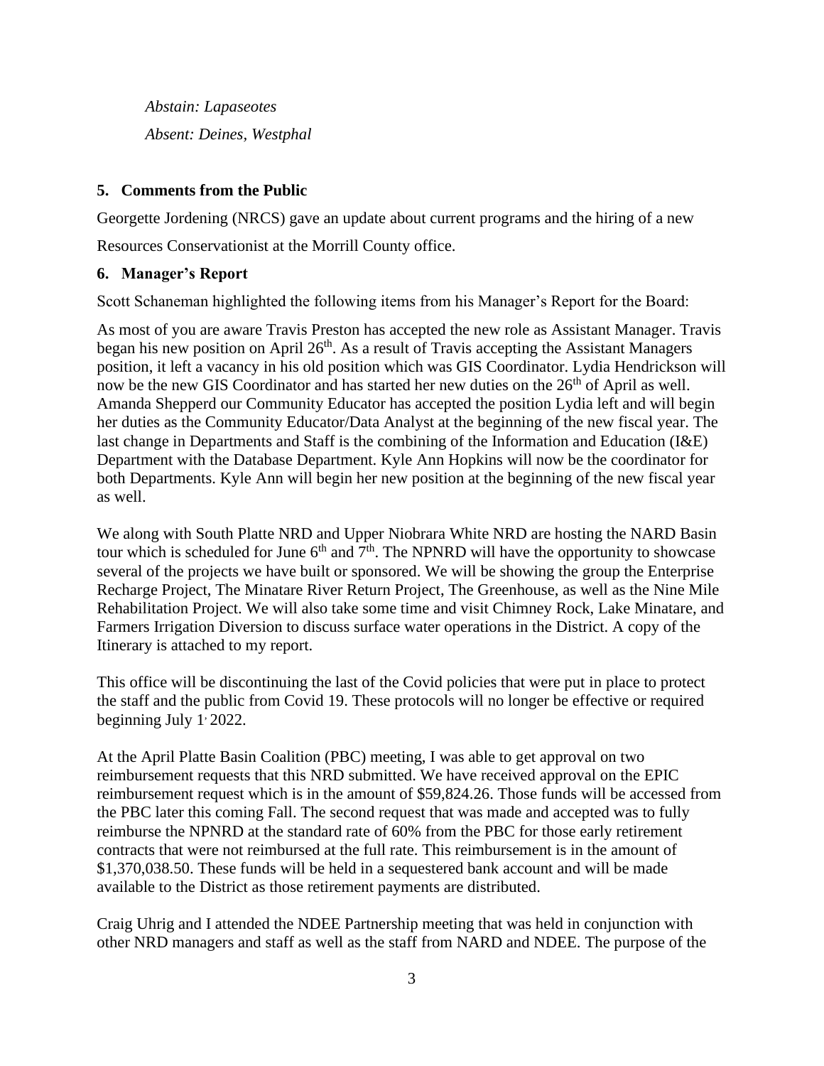*Abstain: Lapaseotes*

*Absent: Deines, Westphal*

## 5. Comments from the Public

Georgette Jordening (NRCS) gave an update about current programs and the hiring of a new Resources Conservationist at the Morrill County office.

## 6. Manager's Report

Scott Schaneman highlighted the following items from his Manager's Report for the Board:

As most of you are aware Travis Preston has accepted the new role as Assistant Manager. Travis began his new position on April 26th. As a result of Travis accepting the Assistant Managers position, it left a vacancy in his old position which was GIS Coordinator. Lydia Hendrickson will now be the new GIS Coordinator and has started her new duties on the 26th of April as well. Amanda Shepperd our Community Educator has accepted the position Lydia left and will begin her duties as the Community Educator/Data Analyst at the beginning of the new fiscal year. The last change in Departments and Staff is the combining of the Information and Education (I&E) Department with the Database Department. Kyle Ann Hopkins will now be the coordinator for both Departments. Kyle Ann will begin her new position at the beginning of the new fiscal year as well.

We along with South Platte NRD and Upper Niobrara White NRD are hosting the NARD Basin tour which is scheduled for June 6th and 7th. The NPNRD will have the opportunity to showcase several of the projects we have built or sponsored. We will be showing the group the Enterprise Recharge Project, The Minatare River Return Project, The Greenhouse, as well as the Nine Mile Rehabilitation Project. We will also take some time and visit Chimney Rock, Lake Minatare, and Farmers Irrigation Diversion to discuss surface water operations in the District. A copy of the Itinerary is attached to my report.

This office will be discontinuing the last of the Covid policies that were put in place to protect the staff and the public from Covid 19. These protocols will no longer be effective or required beginning July 1, 2022.

At the April Platte Basin Coalition (PBC) meeting, I was able to get approval on two reimbursement requests that this NRD submitted. We have received approval on the EPIC reimbursement request which is in the amount of $59,824.26. Those funds will be accessed from the PBC later this coming Fall. The second request that was made and accepted was to fully reimburse the NPNRD at the standard rate of 60% from the PBC for those early retirement contracts that were not reimbursed at the full rate. This reimbursement is in the amount of $1,370,038.50. These funds will be held in a sequestered bank account and will be made available to the District as those retirement payments are distributed.

Craig Uhrig and I attended the NDEE Partnership meeting that was held in conjunction with other NRD managers and staff as well as the staff from NARD and NDEE. The purpose of the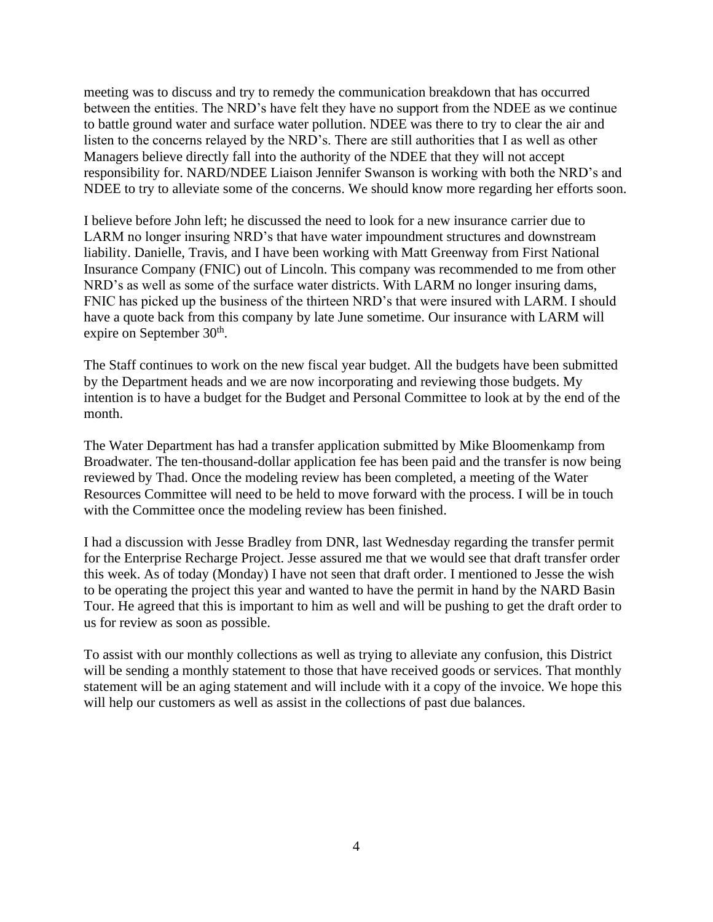meeting was to discuss and try to remedy the communication breakdown that has occurred between the entities. The NRD's have felt they have no support from the NDEE as we continue to battle ground water and surface water pollution. NDEE was there to try to clear the air and listen to the concerns relayed by the NRD's. There are still authorities that I as well as other Managers believe directly fall into the authority of the NDEE that they will not accept responsibility for. NARD/NDEE Liaison Jennifer Swanson is working with both the NRD's and NDEE to try to alleviate some of the concerns. We should know more regarding her efforts soon.

I believe before John left; he discussed the need to look for a new insurance carrier due to LARM no longer insuring NRD's that have water impoundment structures and downstream liability. Danielle, Travis, and I have been working with Matt Greenway from First National Insurance Company (FNIC) out of Lincoln. This company was recommended to me from other NRD's as well as some of the surface water districts. With LARM no longer insuring dams, FNIC has picked up the business of the thirteen NRD's that were insured with LARM. I should have a quote back from this company by late June sometime. Our insurance with LARM will expire on September 30th.

The Staff continues to work on the new fiscal year budget. All the budgets have been submitted by the Department heads and we are now incorporating and reviewing those budgets. My intention is to have a budget for the Budget and Personal Committee to look at by the end of the month.

The Water Department has had a transfer application submitted by Mike Bloomenkamp from Broadwater. The ten-thousand-dollar application fee has been paid and the transfer is now being reviewed by Thad. Once the modeling review has been completed, a meeting of the Water Resources Committee will need to be held to move forward with the process. I will be in touch with the Committee once the modeling review has been finished.

I had a discussion with Jesse Bradley from DNR, last Wednesday regarding the transfer permit for the Enterprise Recharge Project. Jesse assured me that we would see that draft transfer order this week. As of today (Monday) I have not seen that draft order. I mentioned to Jesse the wish to be operating the project this year and wanted to have the permit in hand by the NARD Basin Tour. He agreed that this is important to him as well and will be pushing to get the draft order to us for review as soon as possible.

To assist with our monthly collections as well as trying to alleviate any confusion, this District will be sending a monthly statement to those that have received goods or services. That monthly statement will be an aging statement and will include with it a copy of the invoice. We hope this will help our customers as well as assist in the collections of past due balances.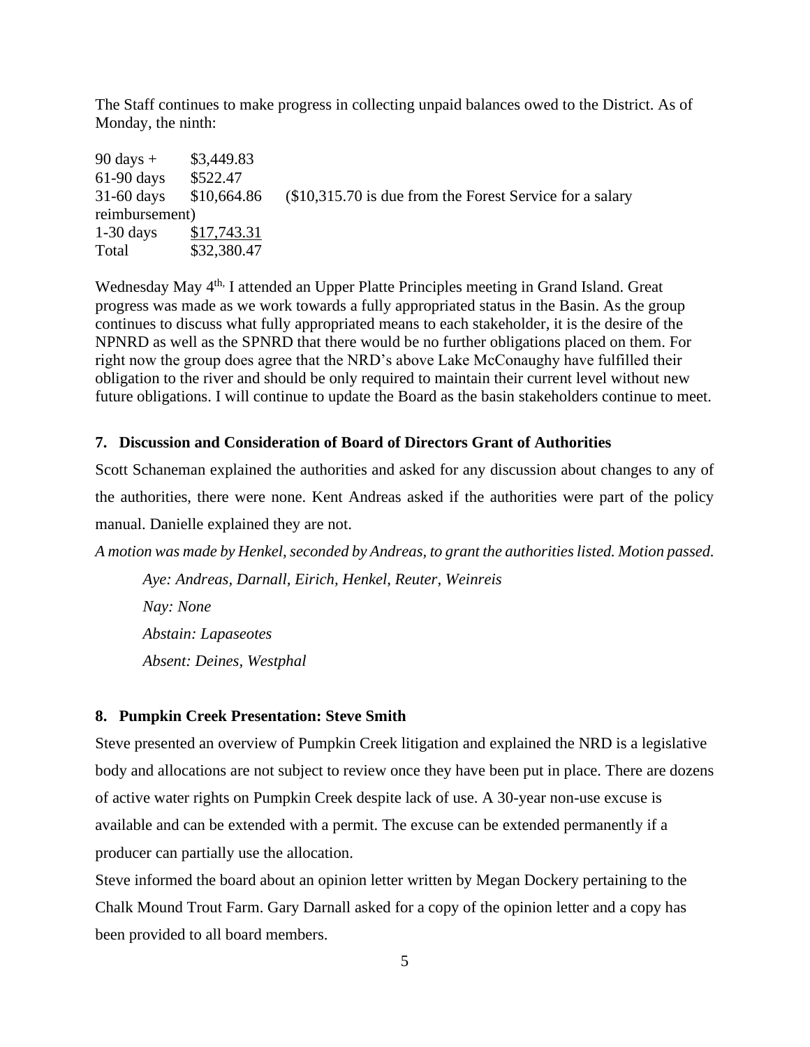The Staff continues to make progress in collecting unpaid balances owed to the District. As of Monday, the ninth:

| | | |
|---|---|---|
| 90 days + | $3,449.83 | |
| 61-90 days | $522.47 | |
| 31-60 days | $10,664.86 | ($10,315.70 is due from the Forest Service for a salary reimbursement) |
| 1-30 days | $17,743.31 | |
| Total | $32,380.47 | |

Wednesday May 4th, I attended an Upper Platte Principles meeting in Grand Island. Great progress was made as we work towards a fully appropriated status in the Basin. As the group continues to discuss what fully appropriated means to each stakeholder, it is the desire of the NPNRD as well as the SPNRD that there would be no further obligations placed on them. For right now the group does agree that the NRD's above Lake McConaughy have fulfilled their obligation to the river and should be only required to maintain their current level without new future obligations. I will continue to update the Board as the basin stakeholders continue to meet.

### 7. Discussion and Consideration of Board of Directors Grant of Authorities

Scott Schaneman explained the authorities and asked for any discussion about changes to any of the authorities, there were none. Kent Andreas asked if the authorities were part of the policy manual. Danielle explained they are not.

*A motion was made by Henkel, seconded by Andreas, to grant the authorities listed. Motion passed.*

*Aye: Andreas, Darnall, Eirich, Henkel, Reuter, Weinreis*

*Nay: None*

*Abstain: Lapaseotes*

*Absent: Deines, Westphal*

### 8. Pumpkin Creek Presentation: Steve Smith

Steve presented an overview of Pumpkin Creek litigation and explained the NRD is a legislative body and allocations are not subject to review once they have been put in place. There are dozens of active water rights on Pumpkin Creek despite lack of use. A 30-year non-use excuse is available and can be extended with a permit. The excuse can be extended permanently if a producer can partially use the allocation.

Steve informed the board about an opinion letter written by Megan Dockery pertaining to the Chalk Mound Trout Farm. Gary Darnall asked for a copy of the opinion letter and a copy has been provided to all board members.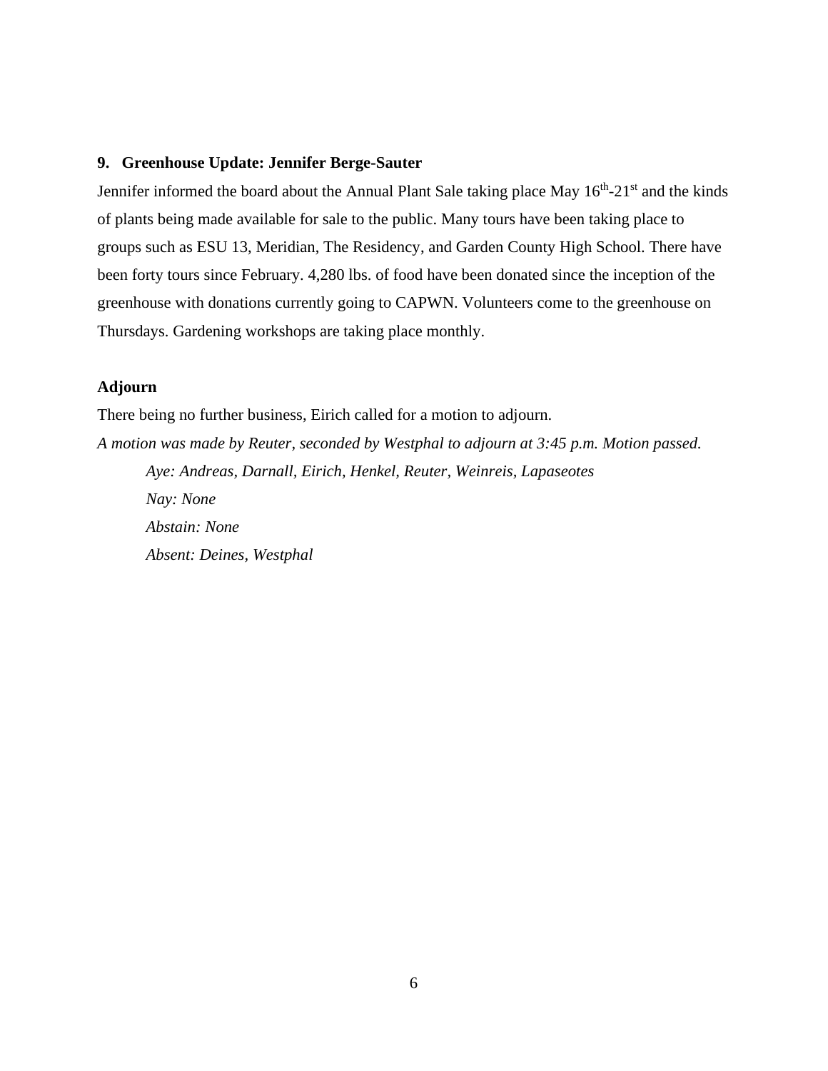### 9. Greenhouse Update: Jennifer Berge-Sauter

Jennifer informed the board about the Annual Plant Sale taking place May 16th-21st and the kinds of plants being made available for sale to the public. Many tours have been taking place to groups such as ESU 13, Meridian, The Residency, and Garden County High School. There have been forty tours since February. 4,280 lbs. of food have been donated since the inception of the greenhouse with donations currently going to CAPWN. Volunteers come to the greenhouse on Thursdays. Gardening workshops are taking place monthly.

### Adjourn

There being no further business, Eirich called for a motion to adjourn.

*A motion was made by Reuter, seconded by Westphal to adjourn at 3:45 p.m. Motion passed.*

> *Aye: Andreas, Darnall, Eirich, Henkel, Reuter, Weinreis, Lapaseotes*
> *Nay: None*
> *Abstain: None*
> *Absent: Deines, Westphal*